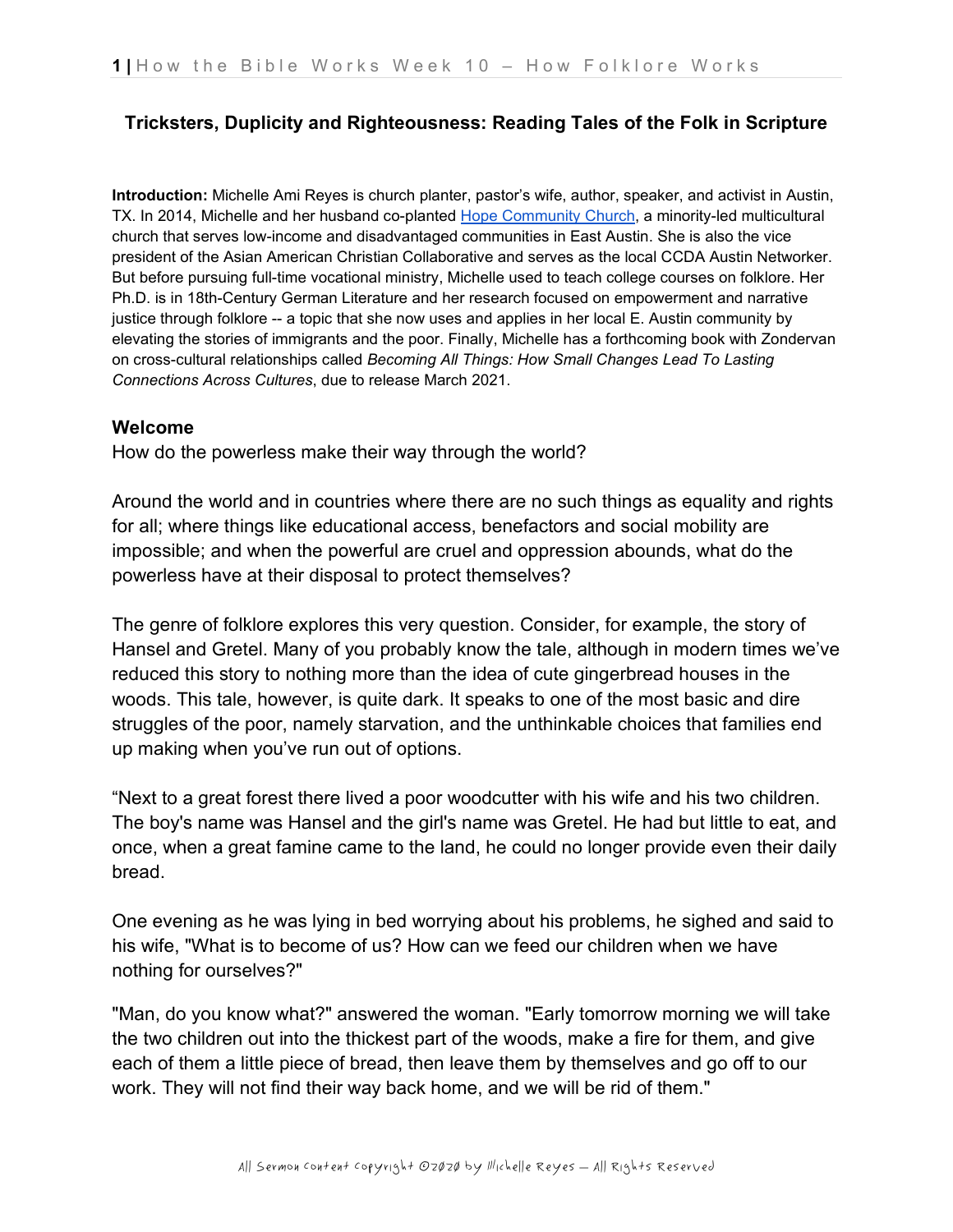**Tricksters, Duplicity and Righteousness: Reading Tales of the Folk in Scripture**

**Introduction:** Michelle Ami Reyes is church planter, pastor's wife, author, speaker, and activist in Austin, TX. In 2014, Michelle and her husband co-planted Hope Community Church, a minority-led multicultural church that serves low-income and disadvantaged communities in East Austin. She is also the vice president of the Asian American Christian Collaborative and serves as the local CCDA Austin Networker. But before pursuing full-time vocational ministry, Michelle used to teach college courses on folklore. Her Ph.D. is in 18th-Century German Literature and her research focused on empowerment and narrative justice through folklore -- a topic that she now uses and applies in her local E. Austin community by elevating the stories of immigrants and the poor. Finally, Michelle has a forthcoming book with Zondervan on cross-cultural relationships called *Becoming All Things: How Small Changes Lead To Lasting Connections Across Cultures*, due to release March 2021.

## Welcome

How do the powerless make their way through the world?

Around the world and in countries where there are no such things as equality and rights for all; where things like educational access, benefactors and social mobility are impossible; and when the powerful are cruel and oppression abounds, what do the powerless have at their disposal to protect themselves?

The genre of folklore explores this very question. Consider, for example, the story of Hansel and Gretel. Many of you probably know the tale, although in modern times we've reduced this story to nothing more than the idea of cute gingerbread houses in the woods. This tale, however, is quite dark. It speaks to one of the most basic and dire struggles of the poor, namely starvation, and the unthinkable choices that families end up making when you've run out of options.

"Next to a great forest there lived a poor woodcutter with his wife and his two children. The boy's name was Hansel and the girl's name was Gretel. He had but little to eat, and once, when a great famine came to the land, he could no longer provide even their daily bread.

One evening as he was lying in bed worrying about his problems, he sighed and said to his wife, "What is to become of us? How can we feed our children when we have nothing for ourselves?"

"Man, do you know what?" answered the woman. "Early tomorrow morning we will take the two children out into the thickest part of the woods, make a fire for them, and give each of them a little piece of bread, then leave them by themselves and go off to our work. They will not find their way back home, and we will be rid of them."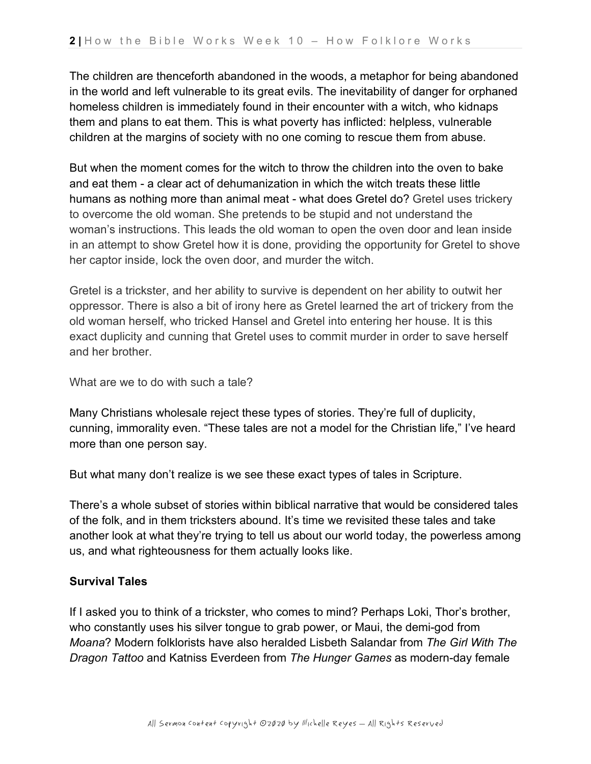The children are thenceforth abandoned in the woods, a metaphor for being abandoned in the world and left vulnerable to its great evils. The inevitability of danger for orphaned homeless children is immediately found in their encounter with a witch, who kidnaps them and plans to eat them. This is what poverty has inflicted: helpless, vulnerable children at the margins of society with no one coming to rescue them from abuse.

But when the moment comes for the witch to throw the children into the oven to bake and eat them - a clear act of dehumanization in which the witch treats these little humans as nothing more than animal meat - what does Gretel do? Gretel uses trickery to overcome the old woman. She pretends to be stupid and not understand the woman's instructions. This leads the old woman to open the oven door and lean inside in an attempt to show Gretel how it is done, providing the opportunity for Gretel to shove her captor inside, lock the oven door, and murder the witch.

Gretel is a trickster, and her ability to survive is dependent on her ability to outwit her oppressor. There is also a bit of irony here as Gretel learned the art of trickery from the old woman herself, who tricked Hansel and Gretel into entering her house. It is this exact duplicity and cunning that Gretel uses to commit murder in order to save herself and her brother.

What are we to do with such a tale?

Many Christians wholesale reject these types of stories. They're full of duplicity, cunning, immorality even. "These tales are not a model for the Christian life," I've heard more than one person say.

But what many don't realize is we see these exact types of tales in Scripture.

There's a whole subset of stories within biblical narrative that would be considered tales of the folk, and in them tricksters abound. It's time we revisited these tales and take another look at what they're trying to tell us about our world today, the powerless among us, and what righteousness for them actually looks like.

**Survival Tales**

If I asked you to think of a trickster, who comes to mind? Perhaps Loki, Thor's brother, who constantly uses his silver tongue to grab power, or Maui, the demi-god from *Moana*? Modern folklorists have also heralded Lisbeth Salandar from *The Girl With The Dragon Tattoo* and Katniss Everdeen from *The Hunger Games* as modern-day female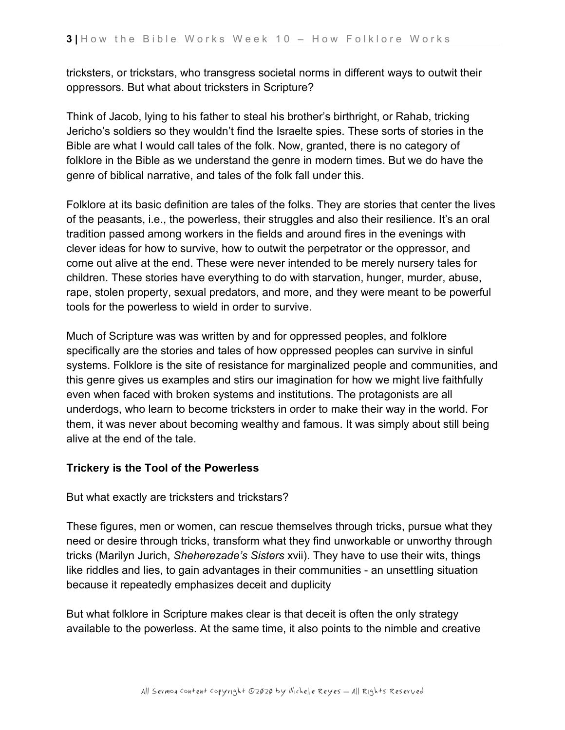tricksters, or trickstars, who transgress societal norms in different ways to outwit their oppressors. But what about tricksters in Scripture?

Think of Jacob, lying to his father to steal his brother's birthright, or Rahab, tricking Jericho's soldiers so they wouldn't find the Israelte spies. These sorts of stories in the Bible are what I would call tales of the folk. Now, granted, there is no category of folklore in the Bible as we understand the genre in modern times. But we do have the genre of biblical narrative, and tales of the folk fall under this.

Folklore at its basic definition are tales of the folks. They are stories that center the lives of the peasants, i.e., the powerless, their struggles and also their resilience. It's an oral tradition passed among workers in the fields and around fires in the evenings with clever ideas for how to survive, how to outwit the perpetrator or the oppressor, and come out alive at the end. These were never intended to be merely nursery tales for children. These stories have everything to do with starvation, hunger, murder, abuse, rape, stolen property, sexual predators, and more, and they were meant to be powerful tools for the powerless to wield in order to survive.

Much of Scripture was was written by and for oppressed peoples, and folklore specifically are the stories and tales of how oppressed peoples can survive in sinful systems. Folklore is the site of resistance for marginalized people and communities, and this genre gives us examples and stirs our imagination for how we might live faithfully even when faced with broken systems and institutions. The protagonists are all underdogs, who learn to become tricksters in order to make their way in the world. For them, it was never about becoming wealthy and famous. It was simply about still being alive at the end of the tale.

**Trickery is the Tool of the Powerless**

But what exactly are tricksters and trickstars?

These figures, men or women, can rescue themselves through tricks, pursue what they need or desire through tricks, transform what they find unworkable or unworthy through tricks (Marilyn Jurich, *Sheherezade's Sisters* xvii). They have to use their wits, things like riddles and lies, to gain advantages in their communities - an unsettling situation because it repeatedly emphasizes deceit and duplicity

But what folklore in Scripture makes clear is that deceit is often the only strategy available to the powerless. At the same time, it also points to the nimble and creative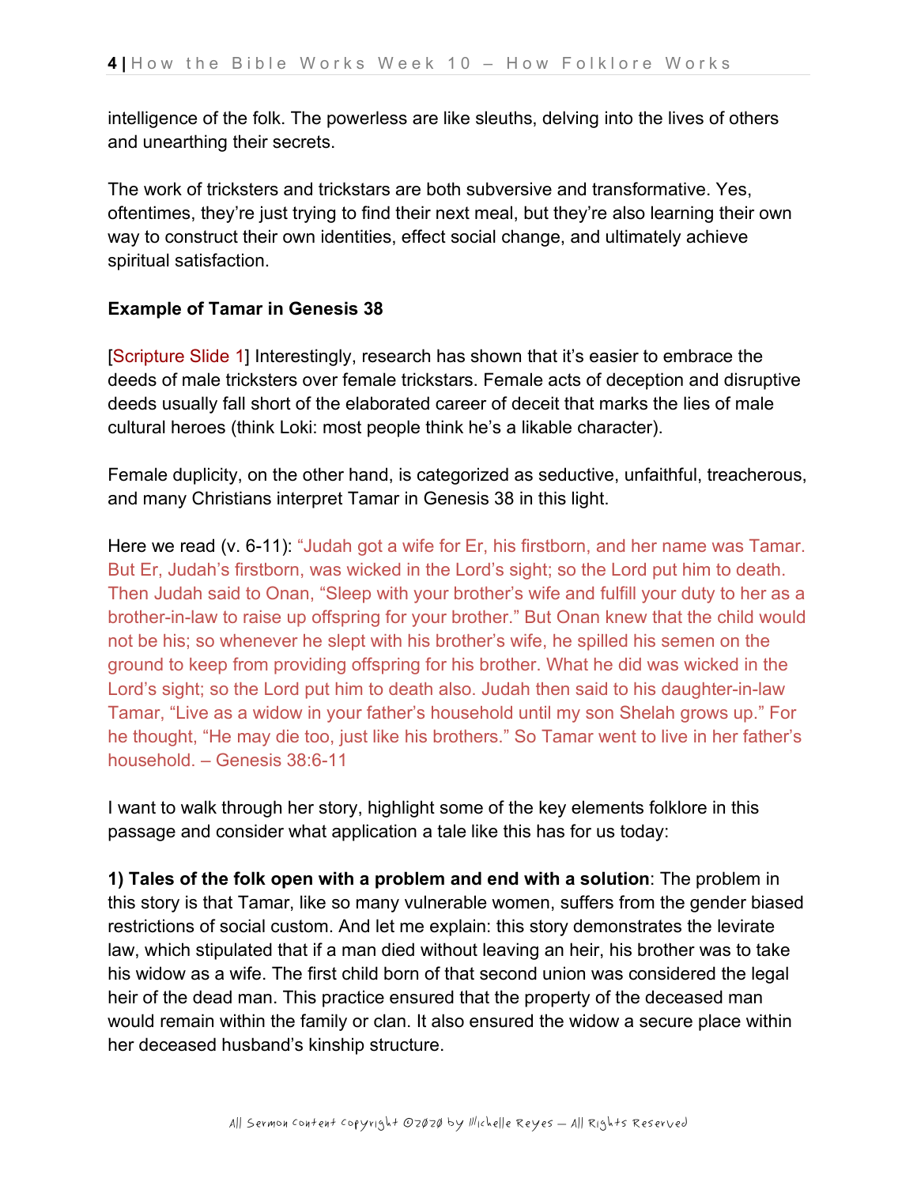intelligence of the folk. The powerless are like sleuths, delving into the lives of others and unearthing their secrets.

The work of tricksters and trickstars are both subversive and transformative. Yes, oftentimes, they're just trying to find their next meal, but they're also learning their own way to construct their own identities, effect social change, and ultimately achieve spiritual satisfaction.

**Example of Tamar in Genesis 38**

[Scripture Slide 1] Interestingly, research has shown that it's easier to embrace the deeds of male tricksters over female trickstars. Female acts of deception and disruptive deeds usually fall short of the elaborated career of deceit that marks the lies of male cultural heroes (think Loki: most people think he's a likable character).

Female duplicity, on the other hand, is categorized as seductive, unfaithful, treacherous, and many Christians interpret Tamar in Genesis 38 in this light.

Here we read (v. 6-11): "Judah got a wife for Er, his firstborn, and her name was Tamar. But Er, Judah's firstborn, was wicked in the Lord's sight; so the Lord put him to death. Then Judah said to Onan, "Sleep with your brother's wife and fulfill your duty to her as a brother-in-law to raise up offspring for your brother." But Onan knew that the child would not be his; so whenever he slept with his brother's wife, he spilled his semen on the ground to keep from providing offspring for his brother. What he did was wicked in the Lord's sight; so the Lord put him to death also. Judah then said to his daughter-in-law Tamar, "Live as a widow in your father's household until my son Shelah grows up." For he thought, "He may die too, just like his brothers." So Tamar went to live in her father's household. – Genesis 38:6-11

I want to walk through her story, highlight some of the key elements folklore in this passage and consider what application a tale like this has for us today:

**1) Tales of the folk open with a problem and end with a solution**: The problem in this story is that Tamar, like so many vulnerable women, suffers from the gender biased restrictions of social custom. And let me explain: this story demonstrates the levirate law, which stipulated that if a man died without leaving an heir, his brother was to take his widow as a wife. The first child born of that second union was considered the legal heir of the dead man. This practice ensured that the property of the deceased man would remain within the family or clan. It also ensured the widow a secure place within her deceased husband's kinship structure.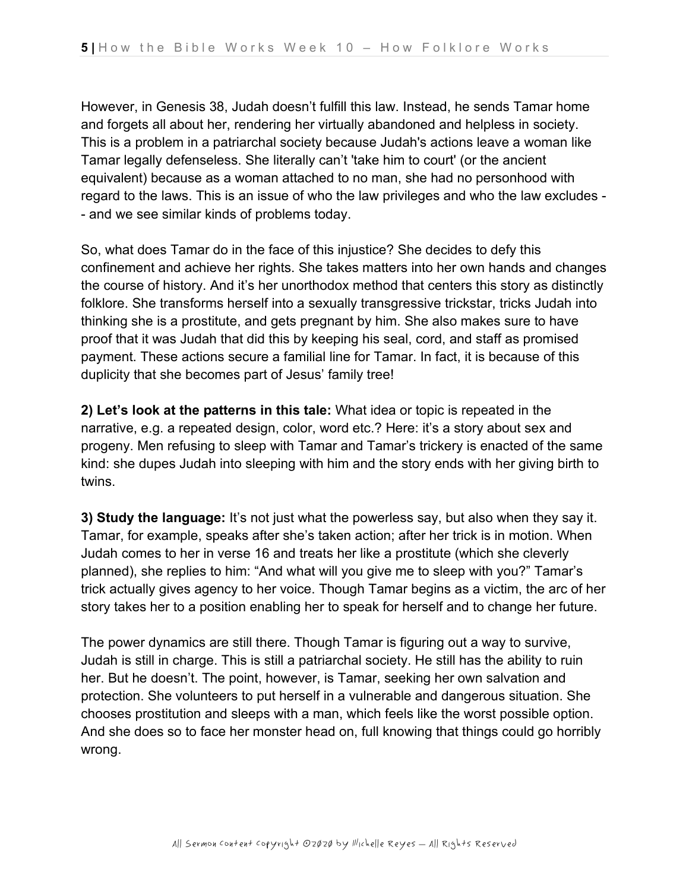However, in Genesis 38, Judah doesn't fulfill this law. Instead, he sends Tamar home and forgets all about her, rendering her virtually abandoned and helpless in society. This is a problem in a patriarchal society because Judah's actions leave a woman like Tamar legally defenseless. She literally can't 'take him to court' (or the ancient equivalent) because as a woman attached to no man, she had no personhood with regard to the laws. This is an issue of who the law privileges and who the law excludes -- and we see similar kinds of problems today.

So, what does Tamar do in the face of this injustice? She decides to defy this confinement and achieve her rights. She takes matters into her own hands and changes the course of history. And it's her unorthodox method that centers this story as distinctly folklore. She transforms herself into a sexually transgressive trickstar, tricks Judah into thinking she is a prostitute, and gets pregnant by him. She also makes sure to have proof that it was Judah that did this by keeping his seal, cord, and staff as promised payment. These actions secure a familial line for Tamar. In fact, it is because of this duplicity that she becomes part of Jesus' family tree!

**2) Let's look at the patterns in this tale:** What idea or topic is repeated in the narrative, e.g. a repeated design, color, word etc.? Here: it's a story about sex and progeny. Men refusing to sleep with Tamar and Tamar's trickery is enacted of the same kind: she dupes Judah into sleeping with him and the story ends with her giving birth to twins.

**3) Study the language:** It's not just what the powerless say, but also when they say it. Tamar, for example, speaks after she's taken action; after her trick is in motion. When Judah comes to her in verse 16 and treats her like a prostitute (which she cleverly planned), she replies to him: "And what will you give me to sleep with you?" Tamar's trick actually gives agency to her voice. Though Tamar begins as a victim, the arc of her story takes her to a position enabling her to speak for herself and to change her future.

The power dynamics are still there. Though Tamar is figuring out a way to survive, Judah is still in charge. This is still a patriarchal society. He still has the ability to ruin her. But he doesn't. The point, however, is Tamar, seeking her own salvation and protection. She volunteers to put herself in a vulnerable and dangerous situation. She chooses prostitution and sleeps with a man, which feels like the worst possible option. And she does so to face her monster head on, full knowing that things could go horribly wrong.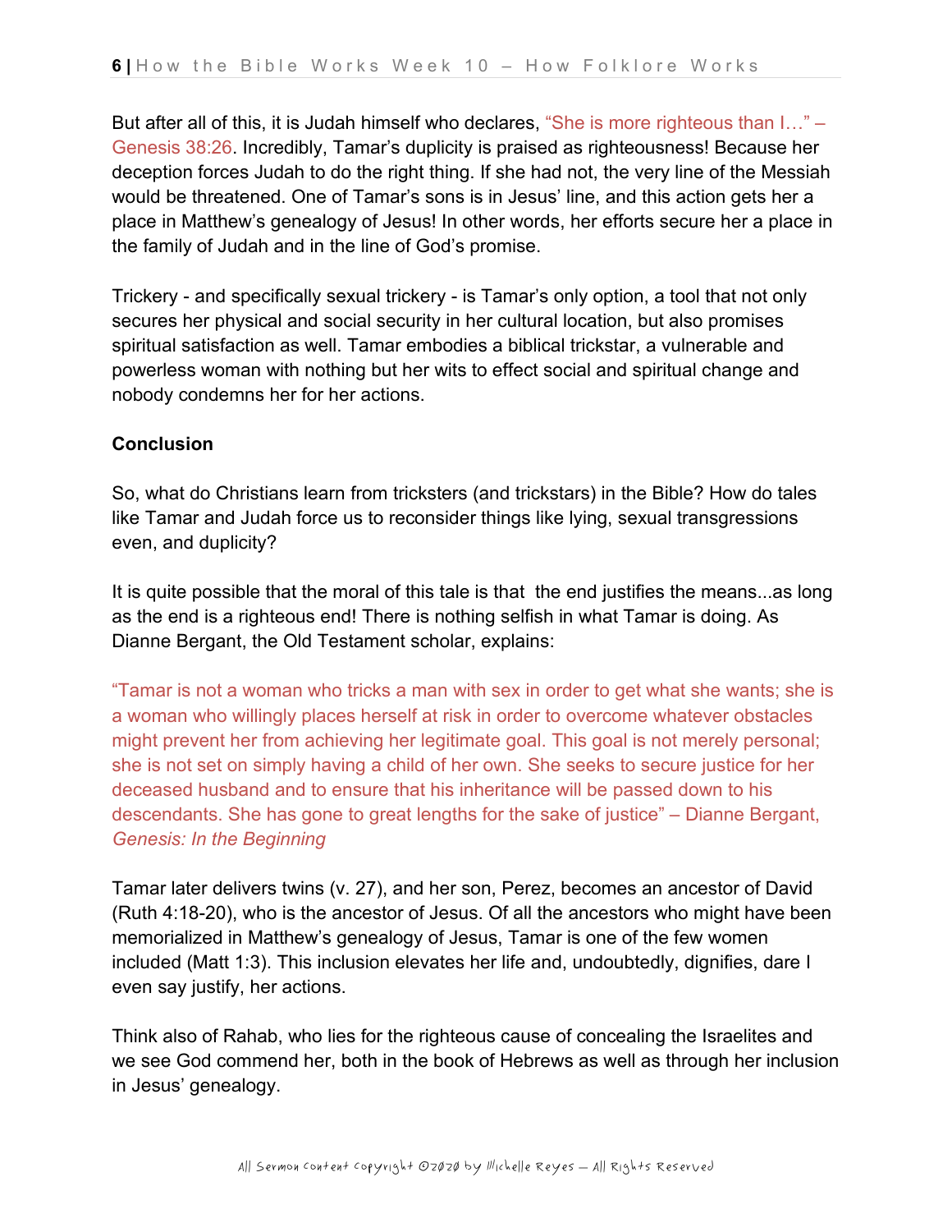But after all of this, it is Judah himself who declares, "She is more righteous than I…" – Genesis 38:26. Incredibly, Tamar's duplicity is praised as righteousness! Because her deception forces Judah to do the right thing. If she had not, the very line of the Messiah would be threatened. One of Tamar's sons is in Jesus' line, and this action gets her a place in Matthew's genealogy of Jesus! In other words, her efforts secure her a place in the family of Judah and in the line of God's promise.

Trickery - and specifically sexual trickery - is Tamar's only option, a tool that not only secures her physical and social security in her cultural location, but also promises spiritual satisfaction as well. Tamar embodies a biblical trickstar, a vulnerable and powerless woman with nothing but her wits to effect social and spiritual change and nobody condemns her for her actions.

**Conclusion**

So, what do Christians learn from tricksters (and trickstars) in the Bible? How do tales like Tamar and Judah force us to reconsider things like lying, sexual transgressions even, and duplicity?

It is quite possible that the moral of this tale is that the end justifies the means...as long as the end is a righteous end! There is nothing selfish in what Tamar is doing. As Dianne Bergant, the Old Testament scholar, explains:

"Tamar is not a woman who tricks a man with sex in order to get what she wants; she is a woman who willingly places herself at risk in order to overcome whatever obstacles might prevent her from achieving her legitimate goal. This goal is not merely personal; she is not set on simply having a child of her own. She seeks to secure justice for her deceased husband and to ensure that his inheritance will be passed down to his descendants. She has gone to great lengths for the sake of justice" – Dianne Bergant, *Genesis: In the Beginning*

Tamar later delivers twins (v. 27), and her son, Perez, becomes an ancestor of David (Ruth 4:18-20), who is the ancestor of Jesus. Of all the ancestors who might have been memorialized in Matthew's genealogy of Jesus, Tamar is one of the few women included (Matt 1:3). This inclusion elevates her life and, undoubtedly, dignifies, dare I even say justify, her actions.

Think also of Rahab, who lies for the righteous cause of concealing the Israelites and we see God commend her, both in the book of Hebrews as well as through her inclusion in Jesus' genealogy.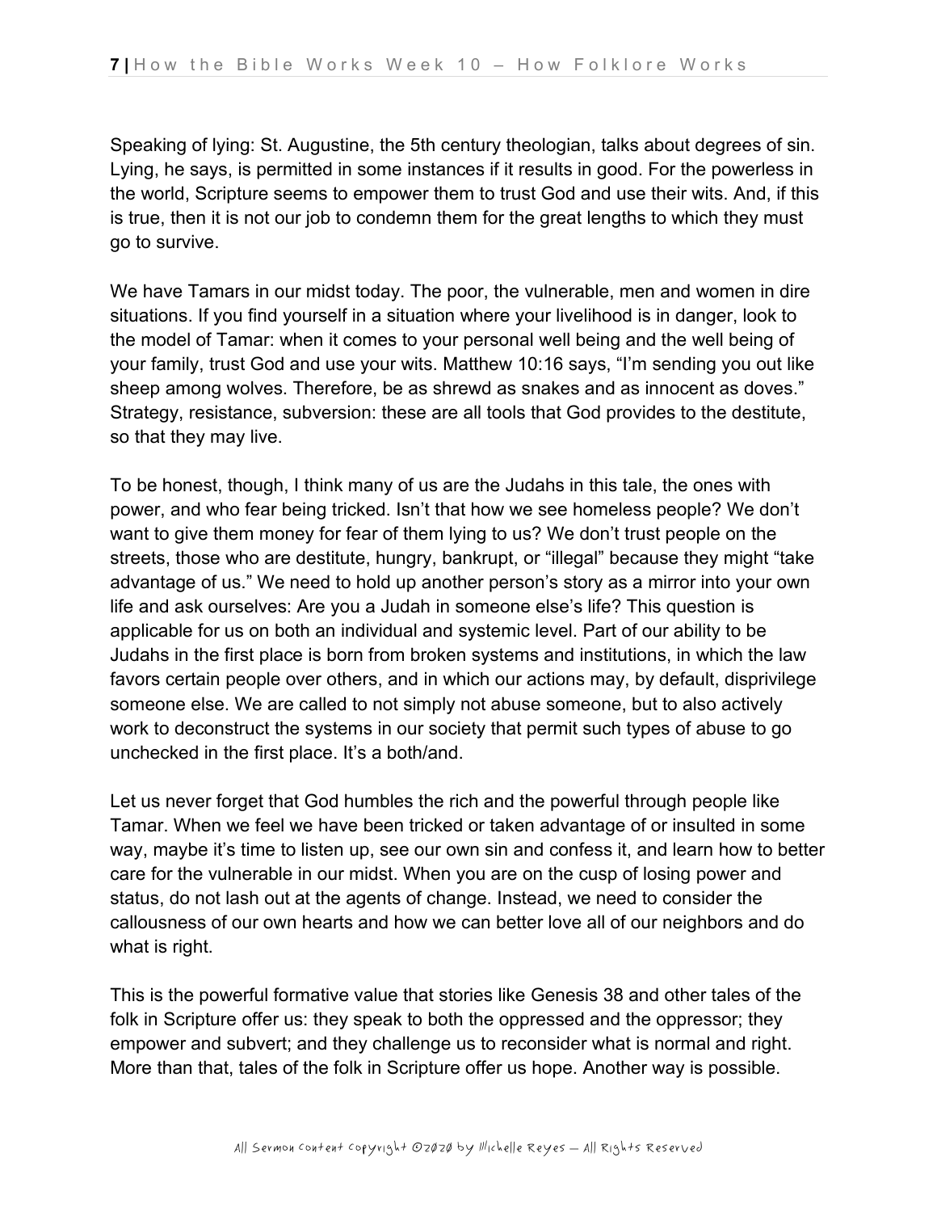Speaking of lying: St. Augustine, the 5th century theologian, talks about degrees of sin. Lying, he says, is permitted in some instances if it results in good. For the powerless in the world, Scripture seems to empower them to trust God and use their wits. And, if this is true, then it is not our job to condemn them for the great lengths to which they must go to survive.

We have Tamars in our midst today. The poor, the vulnerable, men and women in dire situations. If you find yourself in a situation where your livelihood is in danger, look to the model of Tamar: when it comes to your personal well being and the well being of your family, trust God and use your wits. Matthew 10:16 says, "I'm sending you out like sheep among wolves. Therefore, be as shrewd as snakes and as innocent as doves." Strategy, resistance, subversion: these are all tools that God provides to the destitute, so that they may live.

To be honest, though, I think many of us are the Judahs in this tale, the ones with power, and who fear being tricked. Isn't that how we see homeless people? We don't want to give them money for fear of them lying to us? We don't trust people on the streets, those who are destitute, hungry, bankrupt, or "illegal" because they might "take advantage of us." We need to hold up another person's story as a mirror into your own life and ask ourselves: Are you a Judah in someone else's life? This question is applicable for us on both an individual and systemic level. Part of our ability to be Judahs in the first place is born from broken systems and institutions, in which the law favors certain people over others, and in which our actions may, by default, disprivilege someone else. We are called to not simply not abuse someone, but to also actively work to deconstruct the systems in our society that permit such types of abuse to go unchecked in the first place. It's a both/and.

Let us never forget that God humbles the rich and the powerful through people like Tamar. When we feel we have been tricked or taken advantage of or insulted in some way, maybe it's time to listen up, see our own sin and confess it, and learn how to better care for the vulnerable in our midst. When you are on the cusp of losing power and status, do not lash out at the agents of change. Instead, we need to consider the callousness of our own hearts and how we can better love all of our neighbors and do what is right.

This is the powerful formative value that stories like Genesis 38 and other tales of the folk in Scripture offer us: they speak to both the oppressed and the oppressor; they empower and subvert; and they challenge us to reconsider what is normal and right. More than that, tales of the folk in Scripture offer us hope. Another way is possible.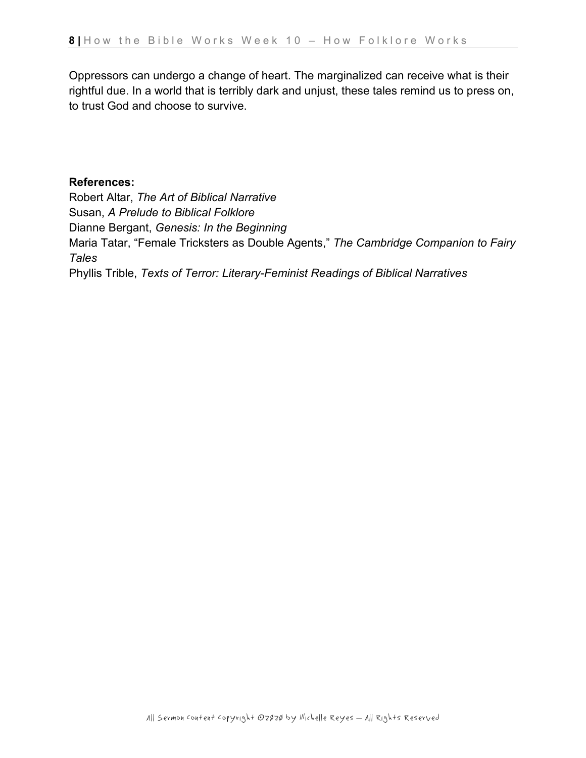Oppressors can undergo a change of heart. The marginalized can receive what is their rightful due. In a world that is terribly dark and unjust, these tales remind us to press on, to trust God and choose to survive.

**References:**

Robert Altar, *The Art of Biblical Narrative*
Susan, *A Prelude to Biblical Folklore*
Dianne Bergant, *Genesis: In the Beginning*
Maria Tatar, "Female Tricksters as Double Agents," *The Cambridge Companion to Fairy Tales*
Phyllis Trible, *Texts of Terror: Literary-Feminist Readings of Biblical Narratives*